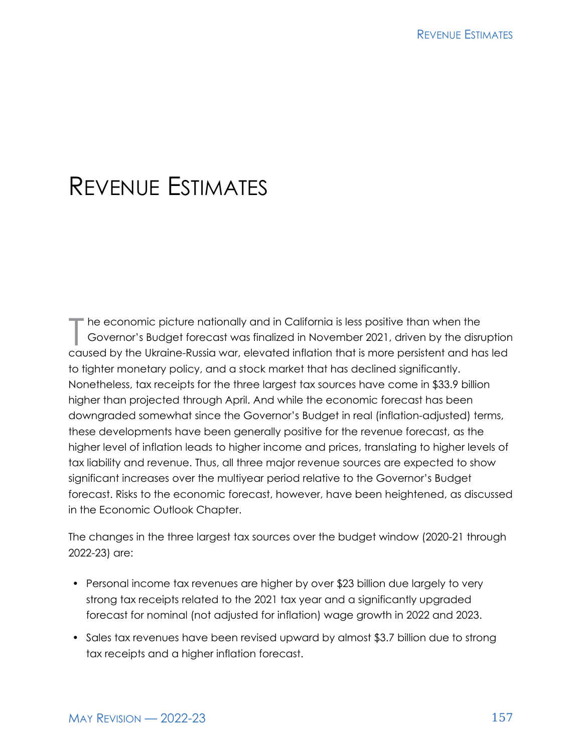# REVENUE ESTIMATES

The economic picture nationally and in California is less positive than when the Governor's Budget forecast was finalized in November 2021, driven by the disruption caused by the Ukraine-Russia war, elevated inflation that is more persistent and has led to tighter monetary policy, and a stock market that has declined significantly. Nonetheless, tax receipts for the three largest tax sources have come in $33.9 billion higher than projected through April. And while the economic forecast has been downgraded somewhat since the Governor's Budget in real (inflation-adjusted) terms, these developments have been generally positive for the revenue forecast, as the higher level of inflation leads to higher income and prices, translating to higher levels of tax liability and revenue. Thus, all three major revenue sources are expected to show significant increases over the multiyear period relative to the Governor's Budget forecast. Risks to the economic forecast, however, have been heightened, as discussed in the Economic Outlook Chapter.

The changes in the three largest tax sources over the budget window (2020-21 through 2022-23) are:

- Personal income tax revenues are higher by over $23 billion due largely to very strong tax receipts related to the 2021 tax year and a significantly upgraded forecast for nominal (not adjusted for inflation) wage growth in 2022 and 2023.
- Sales tax revenues have been revised upward by almost $3.7 billion due to strong tax receipts and a higher inflation forecast.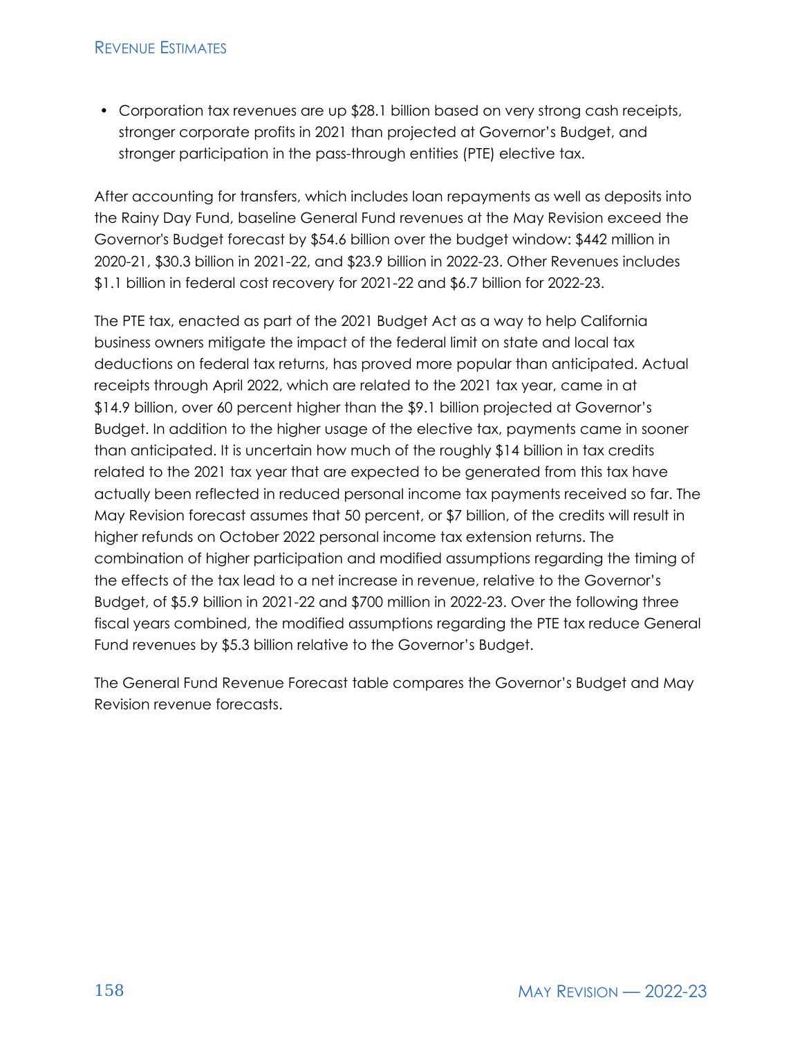- Corporation tax revenues are up $28.1 billion based on very strong cash receipts, stronger corporate profits in 2021 than projected at Governor's Budget, and stronger participation in the pass-through entities (PTE) elective tax.

After accounting for transfers, which includes loan repayments as well as deposits into the Rainy Day Fund, baseline General Fund revenues at the May Revision exceed the Governor's Budget forecast by $54.6 billion over the budget window: $442 million in 2020-21, $30.3 billion in 2021-22, and $23.9 billion in 2022-23. Other Revenues includes $1.1 billion in federal cost recovery for 2021-22 and $6.7 billion for 2022-23.

The PTE tax, enacted as part of the 2021 Budget Act as a way to help California business owners mitigate the impact of the federal limit on state and local tax deductions on federal tax returns, has proved more popular than anticipated. Actual receipts through April 2022, which are related to the 2021 tax year, came in at $14.9 billion, over 60 percent higher than the $9.1 billion projected at Governor's Budget. In addition to the higher usage of the elective tax, payments came in sooner than anticipated. It is uncertain how much of the roughly $14 billion in tax credits related to the 2021 tax year that are expected to be generated from this tax have actually been reflected in reduced personal income tax payments received so far. The May Revision forecast assumes that 50 percent, or $7 billion, of the credits will result in higher refunds on October 2022 personal income tax extension returns. The combination of higher participation and modified assumptions regarding the timing of the effects of the tax lead to a net increase in revenue, relative to the Governor's Budget, of $5.9 billion in 2021-22 and $700 million in 2022-23. Over the following three fiscal years combined, the modified assumptions regarding the PTE tax reduce General Fund revenues by $5.3 billion relative to the Governor's Budget.

The General Fund Revenue Forecast table compares the Governor's Budget and May Revision revenue forecasts.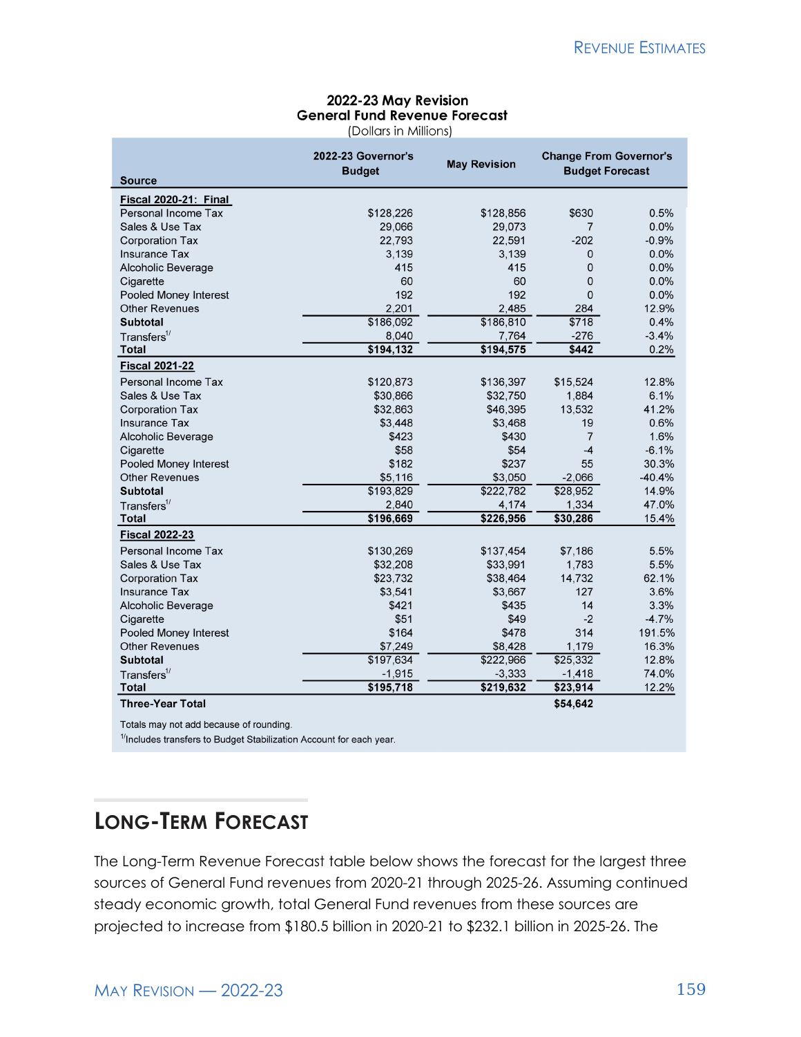**2022-23 May Revision**
**General Fund Revenue Forecast**
(Dollars in Millions)

| Source | 2022-23 Governor's Budget | May Revision | Change From Governor's Budget Forecast | |
|---|---|---|---|---|
| **Fiscal 2020-21: Final** | | | | |
| Personal Income Tax | $128,226 | $128,856 | $630 | 0.5% |
| Sales & Use Tax | 29,066 | 29,073 | 7 | 0.0% |
| Corporation Tax | 22,793 | 22,591 | -202 | -0.9% |
| Insurance Tax | 3,139 | 3,139 | 0 | 0.0% |
| Alcoholic Beverage | 415 | 415 | 0 | 0.0% |
| Cigarette | 60 | 60 | 0 | 0.0% |
| Pooled Money Interest | 192 | 192 | 0 | 0.0% |
| Other Revenues | 2,201 | 2,485 | 284 | 12.9% |
| **Subtotal** | $186,092 | $186,810 | $718 | 0.4% |
| Transfers[1/] | 8,040 | 7,764 | -276 | -3.4% |
| **Total** | **$194,132** | **$194,575** | **$442** | 0.2% |
| **Fiscal 2021-22** | | | | |
| Personal Income Tax | $120,873 | $136,397 | $15,524 | 12.8% |
| Sales & Use Tax | $30,866 | $32,750 | 1,884 | 6.1% |
| Corporation Tax | $32,863 | $46,395 | 13,532 | 41.2% |
| Insurance Tax | $3,448 | $3,468 | 19 | 0.6% |
| Alcoholic Beverage | $423 | $430 | 7 | 1.6% |
| Cigarette | $58 | $54 | -4 | -6.1% |
| Pooled Money Interest | $182 | $237 | 55 | 30.3% |
| Other Revenues | $5,116 | $3,050 | -2,066 | -40.4% |
| **Subtotal** | $193,829 | $222,782 | $28,952 | 14.9% |
| Transfers[1/] | 2,840 | 4,174 | 1,334 | 47.0% |
| **Total** | **$196,669** | **$226,956** | **$30,286** | 15.4% |
| **Fiscal 2022-23** | | | | |
| Personal Income Tax | $130,269 | $137,454 | $7,186 | 5.5% |
| Sales & Use Tax | $32,208 | $33,991 | 1,783 | 5.5% |
| Corporation Tax | $23,732 | $38,464 | 14,732 | 62.1% |
| Insurance Tax | $3,541 | $3,667 | 127 | 3.6% |
| Alcoholic Beverage | $421 | $435 | 14 | 3.3% |
| Cigarette | $51 | $49 | -2 | -4.7% |
| Pooled Money Interest | $164 | $478 | 314 | 191.5% |
| Other Revenues | $7,249 | $8,428 | 1,179 | 16.3% |
| **Subtotal** | $197,634 | $222,966 | $25,332 | 12.8% |
| Transfers[1/] | -1,915 | -3,333 | -1,418 | 74.0% |
| **Total** | **$195,718** | **$219,632** | **$23,914** | 12.2% |
| **Three-Year Total** | | | **$54,642** | |

Totals may not add because of rounding.

[1/]Includes transfers to Budget Stabilization Account for each year.

## Long-Term Forecast

The Long-Term Revenue Forecast table below shows the forecast for the largest three sources of General Fund revenues from 2020-21 through 2025-26. Assuming continued steady economic growth, total General Fund revenues from these sources are projected to increase from $180.5 billion in 2020-21 to $232.1 billion in 2025-26. The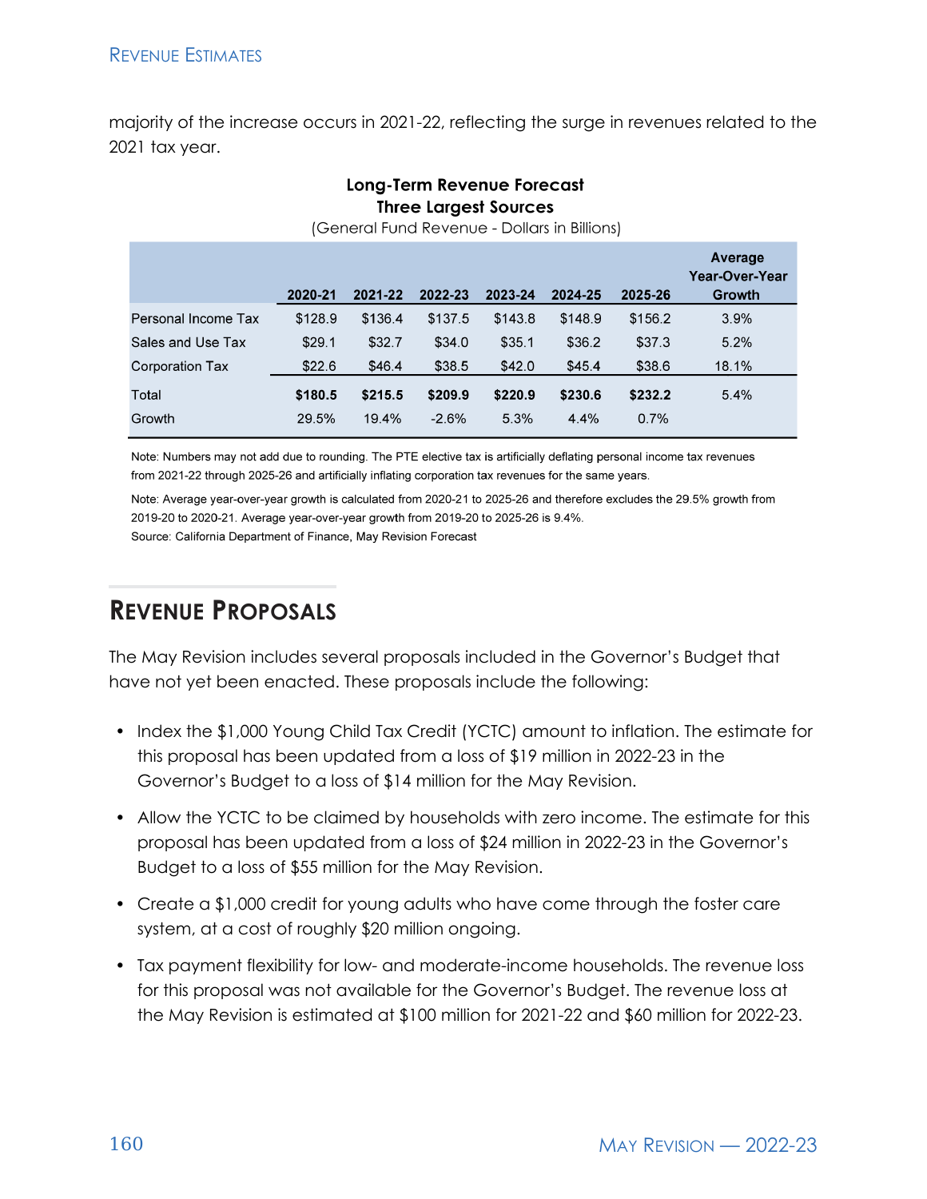majority of the increase occurs in 2021-22, reflecting the surge in revenues related to the 2021 tax year.

**Long-Term Revenue Forecast**
**Three Largest Sources**
(General Fund Revenue - Dollars in Billions)

| | 2020-21 | 2021-22 | 2022-23 | 2023-24 | 2024-25 | 2025-26 | Average Year-Over-Year Growth |
|---|---|---|---|---|---|---|---|
| Personal Income Tax | $128.9 | $136.4 | $137.5 | $143.8 | $148.9 | $156.2 | 3.9% |
| Sales and Use Tax | $29.1 | $32.7 | $34.0 | $35.1 | $36.2 | $37.3 | 5.2% |
| Corporation Tax | $22.6 | $46.4 | $38.5 | $42.0 | $45.4 | $38.6 | 18.1% |
| Total | **$180.5** | **$215.5** | **$209.9** | **$220.9** | **$230.6** | **$232.2** | 5.4% |
| Growth | 29.5% | 19.4% | -2.6% | 5.3% | 4.4% | 0.7% | |

Note: Numbers may not add due to rounding. The PTE elective tax is artificially deflating personal income tax revenues from 2021-22 through 2025-26 and artificially inflating corporation tax revenues for the same years.

Note: Average year-over-year growth is calculated from 2020-21 to 2025-26 and therefore excludes the 29.5% growth from 2019-20 to 2020-21. Average year-over-year growth from 2019-20 to 2025-26 is 9.4%.

Source: California Department of Finance, May Revision Forecast

## Revenue Proposals

The May Revision includes several proposals included in the Governor's Budget that have not yet been enacted. These proposals include the following:

- Index the $1,000 Young Child Tax Credit (YCTC) amount to inflation. The estimate for this proposal has been updated from a loss of $19 million in 2022-23 in the Governor's Budget to a loss of $14 million for the May Revision.
- Allow the YCTC to be claimed by households with zero income. The estimate for this proposal has been updated from a loss of $24 million in 2022-23 in the Governor's Budget to a loss of $55 million for the May Revision.
- Create a $1,000 credit for young adults who have come through the foster care system, at a cost of roughly $20 million ongoing.
- Tax payment flexibility for low- and moderate-income households. The revenue loss for this proposal was not available for the Governor's Budget. The revenue loss at the May Revision is estimated at $100 million for 2021-22 and $60 million for 2022-23.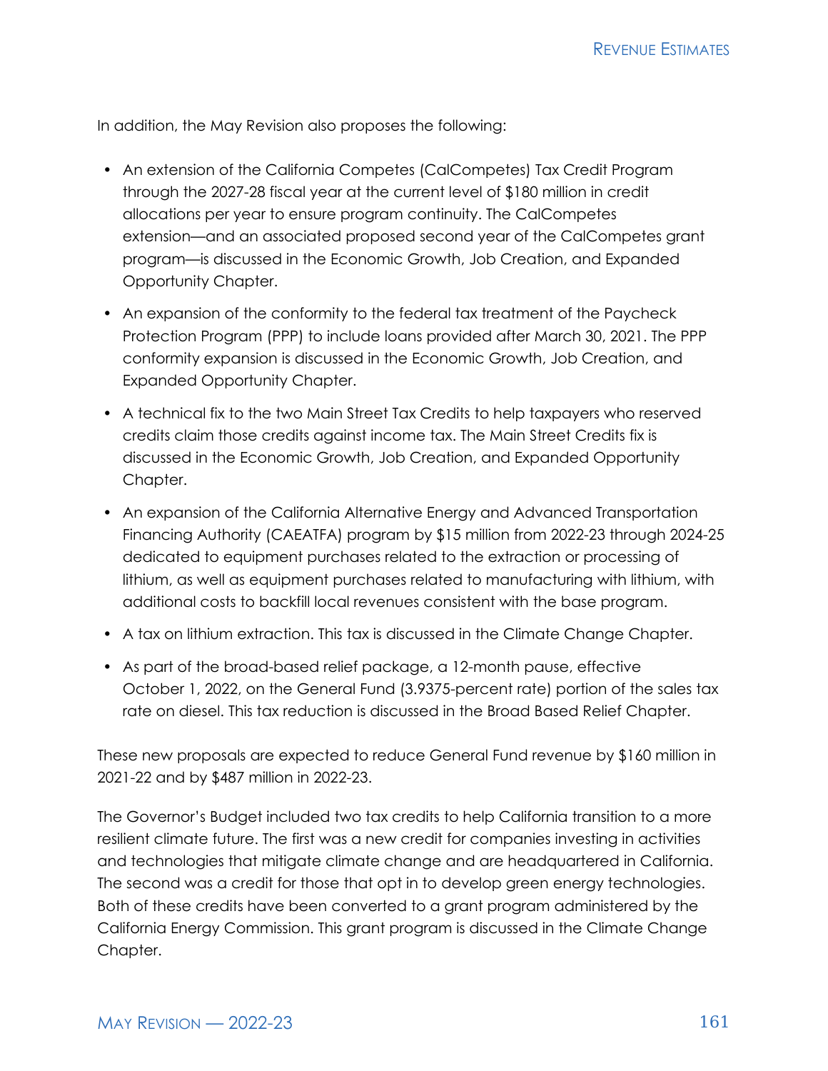In addition, the May Revision also proposes the following:

- An extension of the California Competes (CalCompetes) Tax Credit Program through the 2027-28 fiscal year at the current level of $180 million in credit allocations per year to ensure program continuity. The CalCompetes extension—and an associated proposed second year of the CalCompetes grant program—is discussed in the Economic Growth, Job Creation, and Expanded Opportunity Chapter.
- An expansion of the conformity to the federal tax treatment of the Paycheck Protection Program (PPP) to include loans provided after March 30, 2021. The PPP conformity expansion is discussed in the Economic Growth, Job Creation, and Expanded Opportunity Chapter.
- A technical fix to the two Main Street Tax Credits to help taxpayers who reserved credits claim those credits against income tax. The Main Street Credits fix is discussed in the Economic Growth, Job Creation, and Expanded Opportunity Chapter.
- An expansion of the California Alternative Energy and Advanced Transportation Financing Authority (CAEATFA) program by $15 million from 2022-23 through 2024-25 dedicated to equipment purchases related to the extraction or processing of lithium, as well as equipment purchases related to manufacturing with lithium, with additional costs to backfill local revenues consistent with the base program.
- A tax on lithium extraction. This tax is discussed in the Climate Change Chapter.
- As part of the broad-based relief package, a 12-month pause, effective October 1, 2022, on the General Fund (3.9375-percent rate) portion of the sales tax rate on diesel. This tax reduction is discussed in the Broad Based Relief Chapter.

These new proposals are expected to reduce General Fund revenue by $160 million in 2021-22 and by $487 million in 2022-23.

The Governor's Budget included two tax credits to help California transition to a more resilient climate future. The first was a new credit for companies investing in activities and technologies that mitigate climate change and are headquartered in California. The second was a credit for those that opt in to develop green energy technologies. Both of these credits have been converted to a grant program administered by the California Energy Commission. This grant program is discussed in the Climate Change Chapter.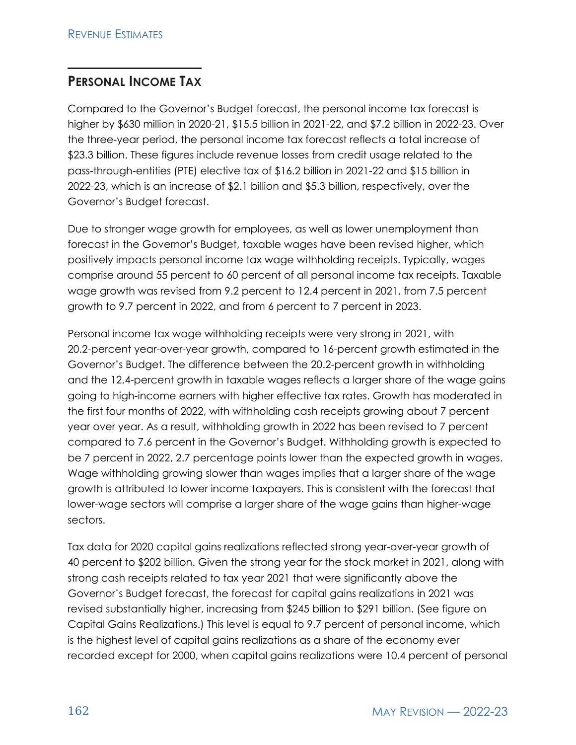## Personal Income Tax

Compared to the Governor's Budget forecast, the personal income tax forecast is higher by $630 million in 2020-21, $15.5 billion in 2021-22, and $7.2 billion in 2022-23. Over the three-year period, the personal income tax forecast reflects a total increase of $23.3 billion. These figures include revenue losses from credit usage related to the pass-through-entities (PTE) elective tax of $16.2 billion in 2021-22 and $15 billion in 2022-23, which is an increase of $2.1 billion and $5.3 billion, respectively, over the Governor's Budget forecast.

Due to stronger wage growth for employees, as well as lower unemployment than forecast in the Governor's Budget, taxable wages have been revised higher, which positively impacts personal income tax wage withholding receipts. Typically, wages comprise around 55 percent to 60 percent of all personal income tax receipts. Taxable wage growth was revised from 9.2 percent to 12.4 percent in 2021, from 7.5 percent growth to 9.7 percent in 2022, and from 6 percent to 7 percent in 2023.

Personal income tax wage withholding receipts were very strong in 2021, with 20.2-percent year-over-year growth, compared to 16-percent growth estimated in the Governor's Budget. The difference between the 20.2-percent growth in withholding and the 12.4-percent growth in taxable wages reflects a larger share of the wage gains going to high-income earners with higher effective tax rates. Growth has moderated in the first four months of 2022, with withholding cash receipts growing about 7 percent year over year. As a result, withholding growth in 2022 has been revised to 7 percent compared to 7.6 percent in the Governor's Budget. Withholding growth is expected to be 7 percent in 2022, 2.7 percentage points lower than the expected growth in wages. Wage withholding growing slower than wages implies that a larger share of the wage growth is attributed to lower income taxpayers. This is consistent with the forecast that lower-wage sectors will comprise a larger share of the wage gains than higher-wage sectors.

Tax data for 2020 capital gains realizations reflected strong year-over-year growth of 40 percent to $202 billion. Given the strong year for the stock market in 2021, along with strong cash receipts related to tax year 2021 that were significantly above the Governor's Budget forecast, the forecast for capital gains realizations in 2021 was revised substantially higher, increasing from $245 billion to $291 billion. (See figure on Capital Gains Realizations.) This level is equal to 9.7 percent of personal income, which is the highest level of capital gains realizations as a share of the economy ever recorded except for 2000, when capital gains realizations were 10.4 percent of personal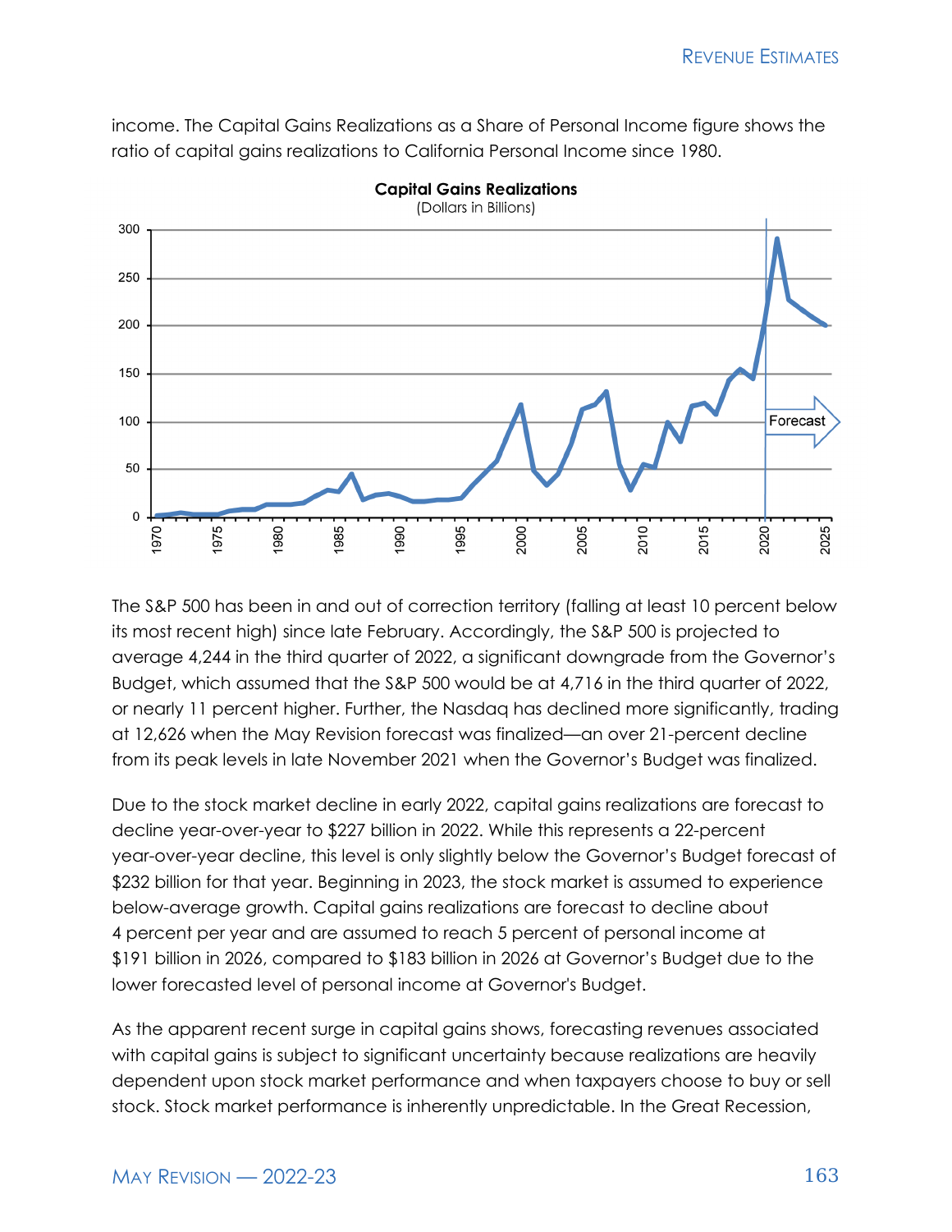income. The Capital Gains Realizations as a Share of Personal Income figure shows the ratio of capital gains realizations to California Personal Income since 1980.

**Capital Gains Realizations**
(Dollars in Billions)

The S&P 500 has been in and out of correction territory (falling at least 10 percent below its most recent high) since late February. Accordingly, the S&P 500 is projected to average 4,244 in the third quarter of 2022, a significant downgrade from the Governor's Budget, which assumed that the S&P 500 would be at 4,716 in the third quarter of 2022, or nearly 11 percent higher. Further, the Nasdaq has declined more significantly, trading at 12,626 when the May Revision forecast was finalized—an over 21-percent decline from its peak levels in late November 2021 when the Governor's Budget was finalized.

Due to the stock market decline in early 2022, capital gains realizations are forecast to decline year-over-year to $227 billion in 2022. While this represents a 22-percent year-over-year decline, this level is only slightly below the Governor's Budget forecast of $232 billion for that year. Beginning in 2023, the stock market is assumed to experience below-average growth. Capital gains realizations are forecast to decline about 4 percent per year and are assumed to reach 5 percent of personal income at $191 billion in 2026, compared to $183 billion in 2026 at Governor's Budget due to the lower forecasted level of personal income at Governor's Budget.

As the apparent recent surge in capital gains shows, forecasting revenues associated with capital gains is subject to significant uncertainty because realizations are heavily dependent upon stock market performance and when taxpayers choose to buy or sell stock. Stock market performance is inherently unpredictable. In the Great Recession,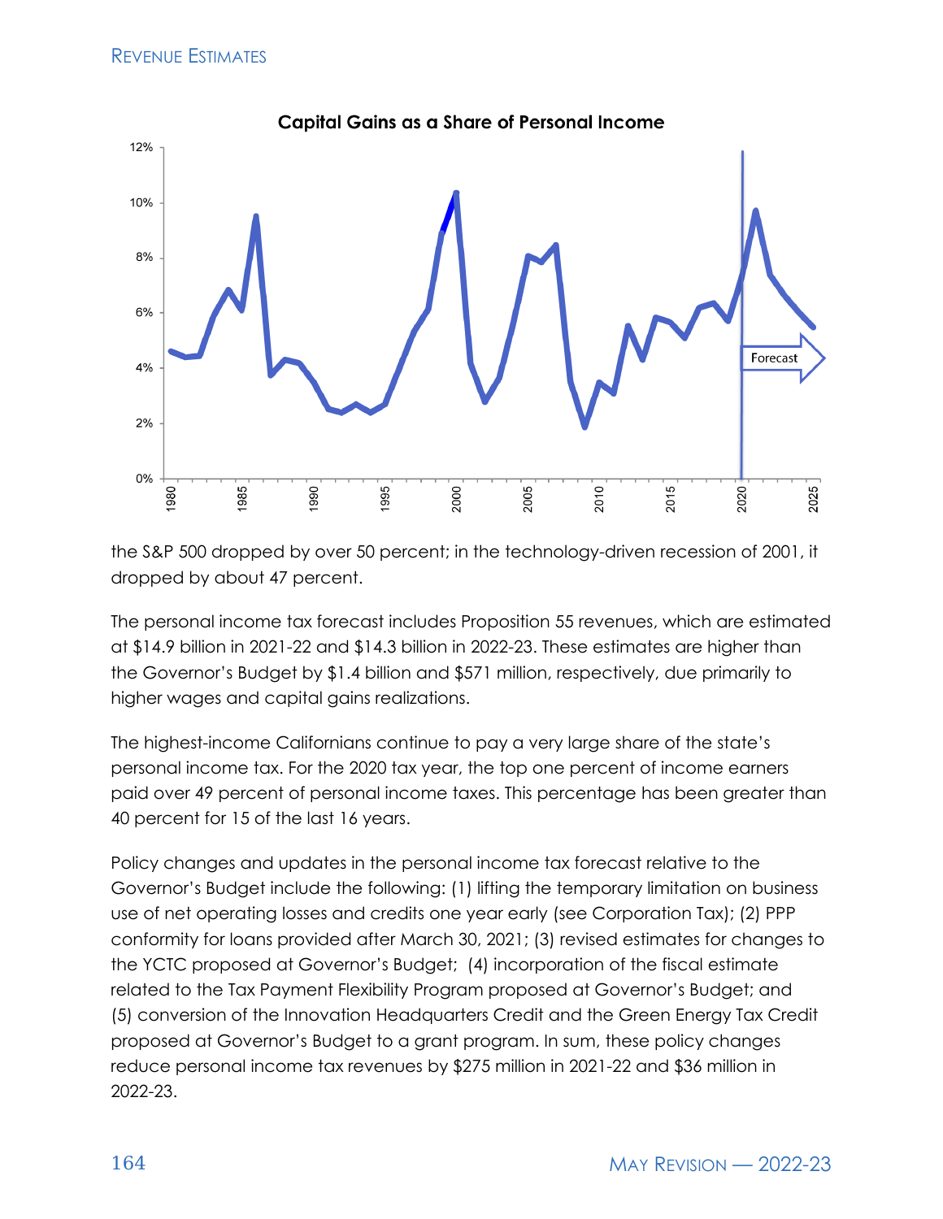**Capital Gains as a Share of Personal Income**

the S&P 500 dropped by over 50 percent; in the technology-driven recession of 2001, it dropped by about 47 percent.

The personal income tax forecast includes Proposition 55 revenues, which are estimated at $14.9 billion in 2021-22 and $14.3 billion in 2022-23. These estimates are higher than the Governor's Budget by $1.4 billion and $571 million, respectively, due primarily to higher wages and capital gains realizations.

The highest-income Californians continue to pay a very large share of the state's personal income tax. For the 2020 tax year, the top one percent of income earners paid over 49 percent of personal income taxes. This percentage has been greater than 40 percent for 15 of the last 16 years.

Policy changes and updates in the personal income tax forecast relative to the Governor's Budget include the following: (1) lifting the temporary limitation on business use of net operating losses and credits one year early (see Corporation Tax); (2) PPP conformity for loans provided after March 30, 2021; (3) revised estimates for changes to the YCTC proposed at Governor's Budget; (4) incorporation of the fiscal estimate related to the Tax Payment Flexibility Program proposed at Governor's Budget; and (5) conversion of the Innovation Headquarters Credit and the Green Energy Tax Credit proposed at Governor's Budget to a grant program. In sum, these policy changes reduce personal income tax revenues by $275 million in 2021-22 and $36 million in 2022-23.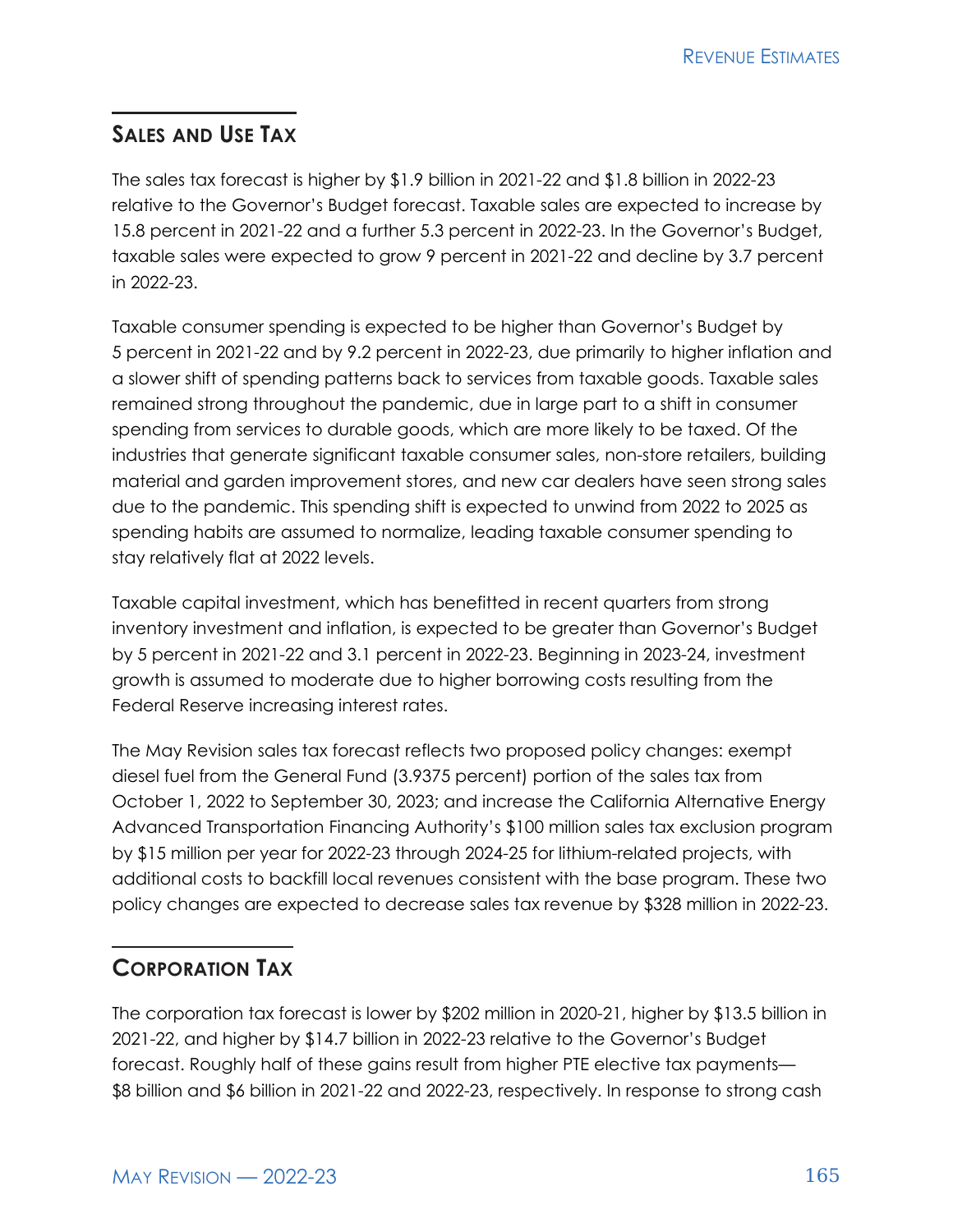## Sales and Use Tax

The sales tax forecast is higher by $1.9 billion in 2021-22 and $1.8 billion in 2022-23 relative to the Governor's Budget forecast. Taxable sales are expected to increase by 15.8 percent in 2021-22 and a further 5.3 percent in 2022-23. In the Governor's Budget, taxable sales were expected to grow 9 percent in 2021-22 and decline by 3.7 percent in 2022-23.

Taxable consumer spending is expected to be higher than Governor's Budget by 5 percent in 2021-22 and by 9.2 percent in 2022-23, due primarily to higher inflation and a slower shift of spending patterns back to services from taxable goods. Taxable sales remained strong throughout the pandemic, due in large part to a shift in consumer spending from services to durable goods, which are more likely to be taxed. Of the industries that generate significant taxable consumer sales, non-store retailers, building material and garden improvement stores, and new car dealers have seen strong sales due to the pandemic. This spending shift is expected to unwind from 2022 to 2025 as spending habits are assumed to normalize, leading taxable consumer spending to stay relatively flat at 2022 levels.

Taxable capital investment, which has benefitted in recent quarters from strong inventory investment and inflation, is expected to be greater than Governor's Budget by 5 percent in 2021-22 and 3.1 percent in 2022-23. Beginning in 2023-24, investment growth is assumed to moderate due to higher borrowing costs resulting from the Federal Reserve increasing interest rates.

The May Revision sales tax forecast reflects two proposed policy changes: exempt diesel fuel from the General Fund (3.9375 percent) portion of the sales tax from October 1, 2022 to September 30, 2023; and increase the California Alternative Energy Advanced Transportation Financing Authority's $100 million sales tax exclusion program by $15 million per year for 2022-23 through 2024-25 for lithium-related projects, with additional costs to backfill local revenues consistent with the base program. These two policy changes are expected to decrease sales tax revenue by $328 million in 2022-23.

## Corporation Tax

The corporation tax forecast is lower by $202 million in 2020-21, higher by $13.5 billion in 2021-22, and higher by $14.7 billion in 2022-23 relative to the Governor's Budget forecast. Roughly half of these gains result from higher PTE elective tax payments—$8 billion and $6 billion in 2021-22 and 2022-23, respectively. In response to strong cash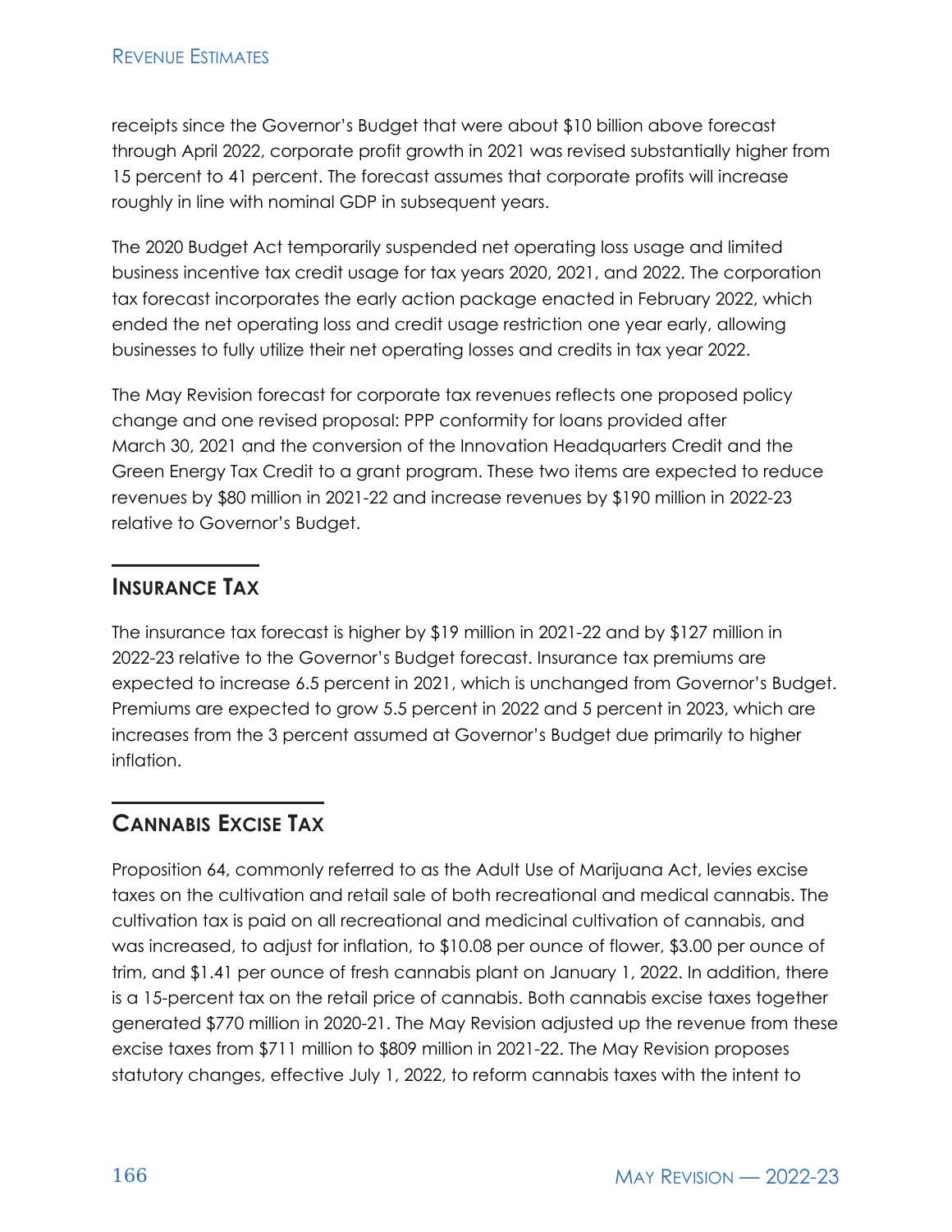receipts since the Governor's Budget that were about $10 billion above forecast through April 2022, corporate profit growth in 2021 was revised substantially higher from 15 percent to 41 percent. The forecast assumes that corporate profits will increase roughly in line with nominal GDP in subsequent years.

The 2020 Budget Act temporarily suspended net operating loss usage and limited business incentive tax credit usage for tax years 2020, 2021, and 2022. The corporation tax forecast incorporates the early action package enacted in February 2022, which ended the net operating loss and credit usage restriction one year early, allowing businesses to fully utilize their net operating losses and credits in tax year 2022.

The May Revision forecast for corporate tax revenues reflects one proposed policy change and one revised proposal: PPP conformity for loans provided after March 30, 2021 and the conversion of the Innovation Headquarters Credit and the Green Energy Tax Credit to a grant program. These two items are expected to reduce revenues by $80 million in 2021-22 and increase revenues by $190 million in 2022-23 relative to Governor's Budget.

## Insurance Tax

The insurance tax forecast is higher by $19 million in 2021-22 and by $127 million in 2022-23 relative to the Governor's Budget forecast. Insurance tax premiums are expected to increase 6.5 percent in 2021, which is unchanged from Governor's Budget. Premiums are expected to grow 5.5 percent in 2022 and 5 percent in 2023, which are increases from the 3 percent assumed at Governor's Budget due primarily to higher inflation.

## Cannabis Excise Tax

Proposition 64, commonly referred to as the Adult Use of Marijuana Act, levies excise taxes on the cultivation and retail sale of both recreational and medical cannabis. The cultivation tax is paid on all recreational and medicinal cultivation of cannabis, and was increased, to adjust for inflation, to $10.08 per ounce of flower, $3.00 per ounce of trim, and $1.41 per ounce of fresh cannabis plant on January 1, 2022. In addition, there is a 15-percent tax on the retail price of cannabis. Both cannabis excise taxes together generated $770 million in 2020-21. The May Revision adjusted up the revenue from these excise taxes from $711 million to $809 million in 2021-22. The May Revision proposes statutory changes, effective July 1, 2022, to reform cannabis taxes with the intent to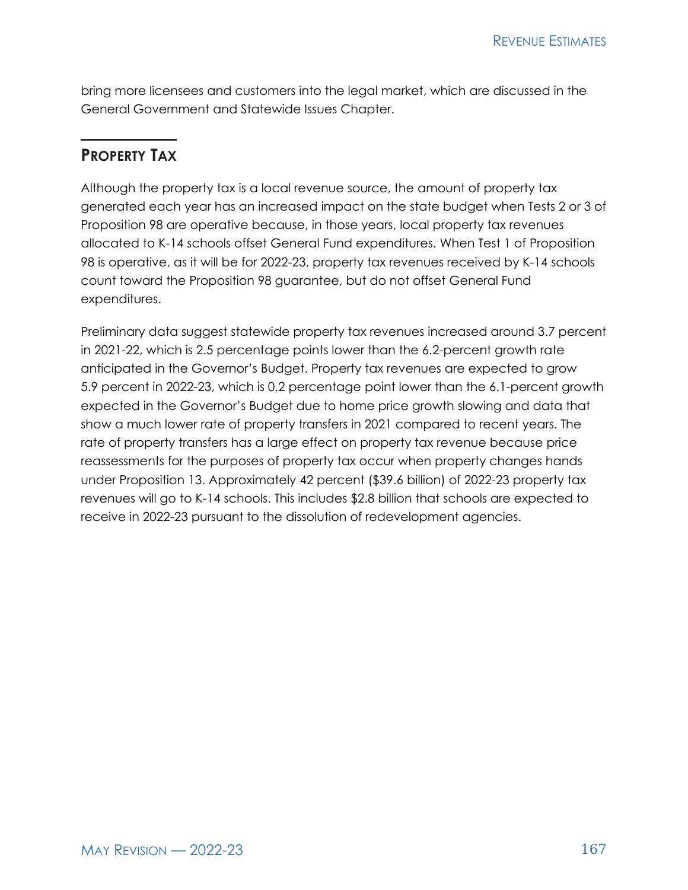bring more licensees and customers into the legal market, which are discussed in the General Government and Statewide Issues Chapter.

## Property Tax

Although the property tax is a local revenue source, the amount of property tax generated each year has an increased impact on the state budget when Tests 2 or 3 of Proposition 98 are operative because, in those years, local property tax revenues allocated to K-14 schools offset General Fund expenditures. When Test 1 of Proposition 98 is operative, as it will be for 2022-23, property tax revenues received by K-14 schools count toward the Proposition 98 guarantee, but do not offset General Fund expenditures.

Preliminary data suggest statewide property tax revenues increased around 3.7 percent in 2021-22, which is 2.5 percentage points lower than the 6.2-percent growth rate anticipated in the Governor's Budget. Property tax revenues are expected to grow 5.9 percent in 2022-23, which is 0.2 percentage point lower than the 6.1-percent growth expected in the Governor's Budget due to home price growth slowing and data that show a much lower rate of property transfers in 2021 compared to recent years. The rate of property transfers has a large effect on property tax revenue because price reassessments for the purposes of property tax occur when property changes hands under Proposition 13. Approximately 42 percent ($39.6 billion) of 2022-23 property tax revenues will go to K-14 schools. This includes $2.8 billion that schools are expected to receive in 2022-23 pursuant to the dissolution of redevelopment agencies.